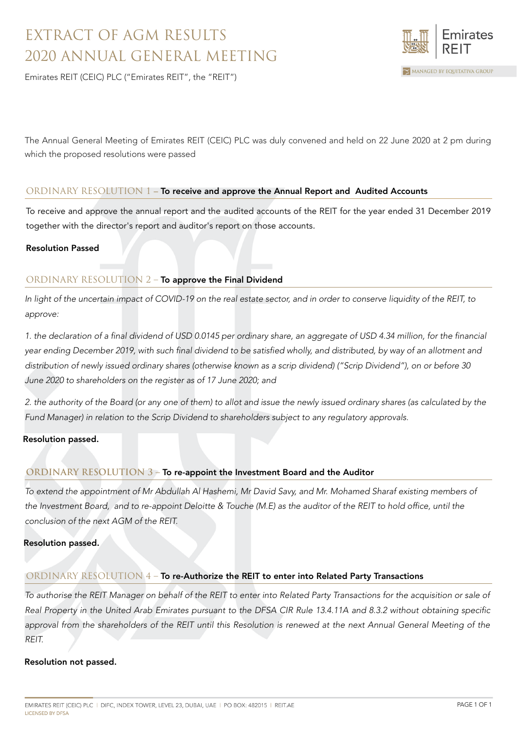# EXTRACT OF AGM RESULTS
# 2020 ANNUAL GENERAL MEETING

Emirates REIT (CEIC) PLC ("Emirates REIT", the "REIT")

The Annual General Meeting of Emirates REIT (CEIC) PLC was duly convened and held on 22 June 2020 at 2 pm during which the proposed resolutions were passed

## ORDINARY RESOLUTION 1 – **To receive and approve the Annual Report and Audited Accounts**

To receive and approve the annual report and the audited accounts of the REIT for the year ended 31 December 2019 together with the director's report and auditor's report on those accounts.

**Resolution Passed**

## ORDINARY RESOLUTION 2 – **To approve the Final Dividend**

*In light of the uncertain impact of COVID-19 on the real estate sector, and in order to conserve liquidity of the REIT, to approve:*

*1. the declaration of a final dividend of USD 0.0145 per ordinary share, an aggregate of USD 4.34 million, for the financial year ending December 2019, with such final dividend to be satisfied wholly, and distributed, by way of an allotment and distribution of newly issued ordinary shares (otherwise known as a scrip dividend) ("Scrip Dividend"), on or before 30 June 2020 to shareholders on the register as of 17 June 2020; and*

*2. the authority of the Board (or any one of them) to allot and issue the newly issued ordinary shares (as calculated by the Fund Manager) in relation to the Scrip Dividend to shareholders subject to any regulatory approvals.*

**Resolution passed.**

## ORDINARY RESOLUTION 3 – **To re-appoint the Investment Board and the Auditor**

*To extend the appointment of Mr Abdullah Al Hashemi, Mr David Savy, and Mr. Mohamed Sharaf existing members of the Investment Board, and to re-appoint Deloitte & Touche (M.E) as the auditor of the REIT to hold office, until the conclusion of the next AGM of the REIT.*

**Resolution passed.**

## ORDINARY RESOLUTION 4 – **To re-Authorize the REIT to enter into Related Party Transactions**

*To authorise the REIT Manager on behalf of the REIT to enter into Related Party Transactions for the acquisition or sale of Real Property in the United Arab Emirates pursuant to the DFSA CIR Rule 13.4.11A and 8.3.2 without obtaining specific approval from the shareholders of the REIT until this Resolution is renewed at the next Annual General Meeting of the REIT.*

**Resolution not passed.**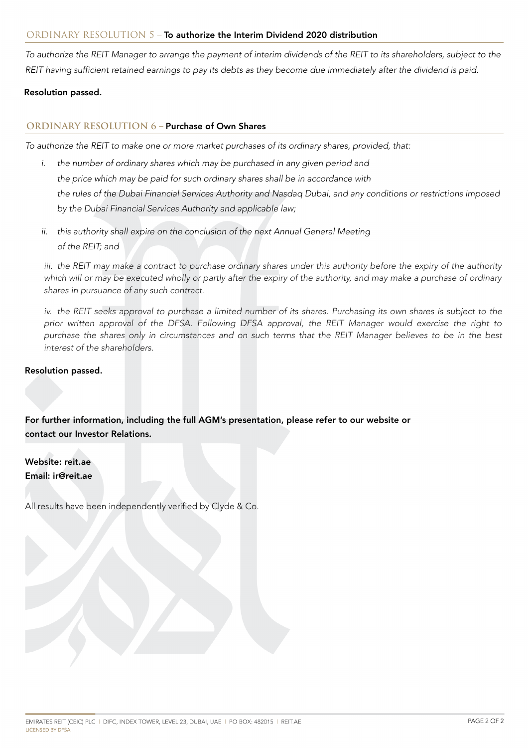## ORDINARY RESOLUTION 5 – To authorize the Interim Dividend 2020 distribution

*To authorize the REIT Manager to arrange the payment of interim dividends of the REIT to its shareholders, subject to the REIT having sufficient retained earnings to pay its debts as they become due immediately after the dividend is paid.*

**Resolution passed.**

## ORDINARY RESOLUTION 6 – Purchase of Own Shares

*To authorize the REIT to make one or more market purchases of its ordinary shares, provided, that:*

*i. the number of ordinary shares which may be purchased in any given period and the price which may be paid for such ordinary shares shall be in accordance with the rules of the Dubai Financial Services Authority and Nasdaq Dubai, and any conditions or restrictions imposed by the Dubai Financial Services Authority and applicable law;*

*ii. this authority shall expire on the conclusion of the next Annual General Meeting of the REIT; and*

*iii. the REIT may make a contract to purchase ordinary shares under this authority before the expiry of the authority which will or may be executed wholly or partly after the expiry of the authority, and may make a purchase of ordinary shares in pursuance of any such contract.*

*iv. the REIT seeks approval to purchase a limited number of its shares. Purchasing its own shares is subject to the prior written approval of the DFSA. Following DFSA approval, the REIT Manager would exercise the right to purchase the shares only in circumstances and on such terms that the REIT Manager believes to be in the best interest of the shareholders.*

**Resolution passed.**

**For further information, including the full AGM's presentation, please refer to our website or contact our Investor Relations.**

**Website: reit.ae**
**Email: ir@reit.ae**

All results have been independently verified by Clyde & Co.